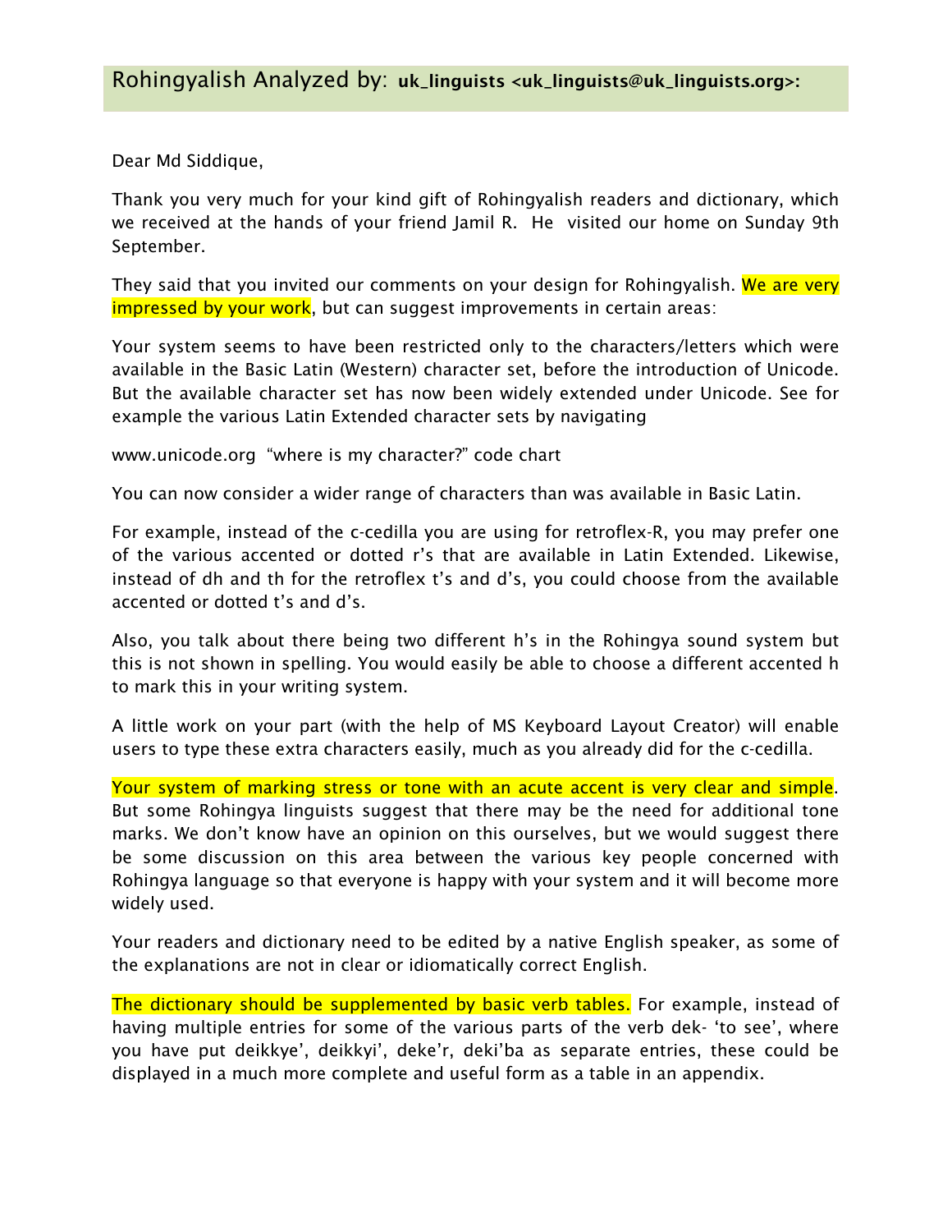# Rohingyalish Analyzed by: **uk_linguists <uk_linguists@uk_linguists.org>:**

Dear Md Siddique,

Thank you very much for your kind gift of Rohingyalish readers and dictionary, which we received at the hands of your friend Jamil R. He visited our home on Sunday 9th September.

They said that you invited our comments on your design for Rohingyalish. We are very impressed by your work, but can suggest improvements in certain areas:

Your system seems to have been restricted only to the characters/letters which were available in the Basic Latin (Western) character set, before the introduction of Unicode. But the available character set has now been widely extended under Unicode. See for example the various Latin Extended character sets by navigating

www.unicode.org "where is my character?" code chart

You can now consider a wider range of characters than was available in Basic Latin.

For example, instead of the c-cedilla you are using for retroflex-R, you may prefer one of the various accented or dotted r's that are available in Latin Extended. Likewise, instead of dh and th for the retroflex t's and d's, you could choose from the available accented or dotted t's and d's.

Also, you talk about there being two different h's in the Rohingya sound system but this is not shown in spelling. You would easily be able to choose a different accented h to mark this in your writing system.

A little work on your part (with the help of MS Keyboard Layout Creator) will enable users to type these extra characters easily, much as you already did for the c-cedilla.

Your system of marking stress or tone with an acute accent is very clear and simple. But some Rohingya linguists suggest that there may be the need for additional tone marks. We don't know have an opinion on this ourselves, but we would suggest there be some discussion on this area between the various key people concerned with Rohingya language so that everyone is happy with your system and it will become more widely used.

Your readers and dictionary need to be edited by a native English speaker, as some of the explanations are not in clear or idiomatically correct English.

The dictionary should be supplemented by basic verb tables. For example, instead of having multiple entries for some of the various parts of the verb dek- 'to see', where you have put deikkye', deikkyi', deke'r, deki'ba as separate entries, these could be displayed in a much more complete and useful form as a table in an appendix.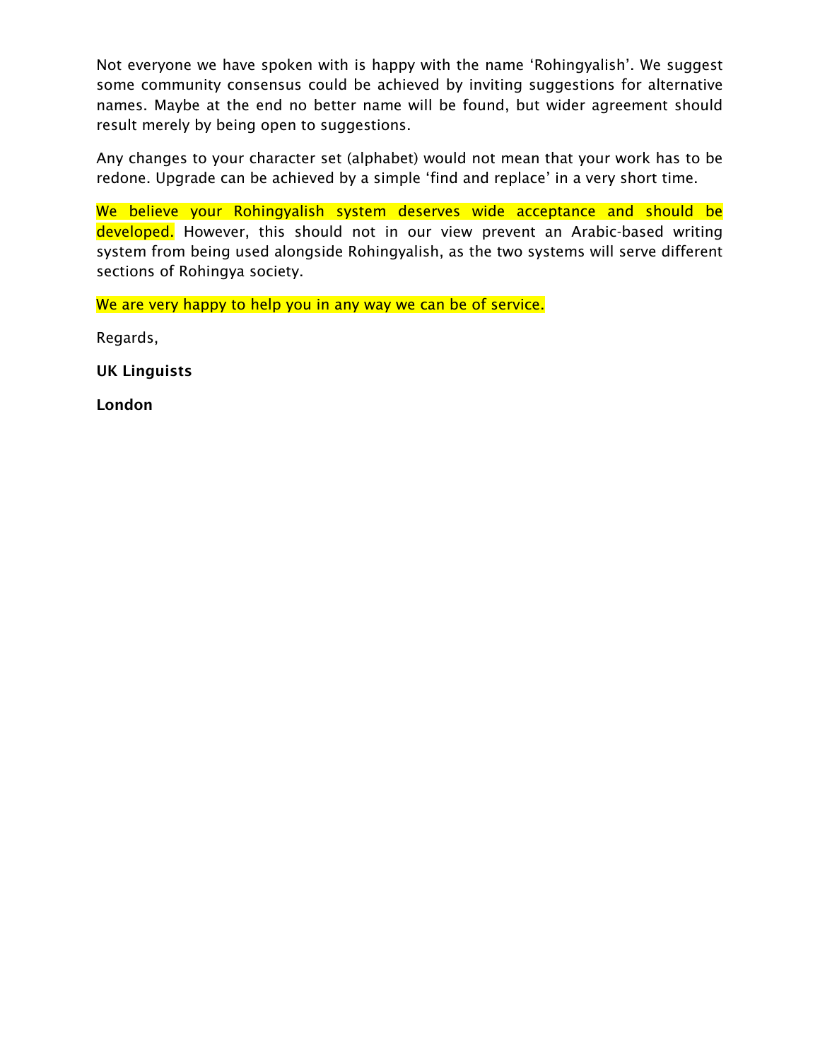Not everyone we have spoken with is happy with the name 'Rohingyalish'. We suggest some community consensus could be achieved by inviting suggestions for alternative names. Maybe at the end no better name will be found, but wider agreement should result merely by being open to suggestions.

Any changes to your character set (alphabet) would not mean that your work has to be redone. Upgrade can be achieved by a simple 'find and replace' in a very short time.

We believe your Rohingyalish system deserves wide acceptance and should be developed. However, this should not in our view prevent an Arabic-based writing system from being used alongside Rohingyalish, as the two systems will serve different sections of Rohingya society.

We are very happy to help you in any way we can be of service.

Regards,

**UK Linguists**

**London**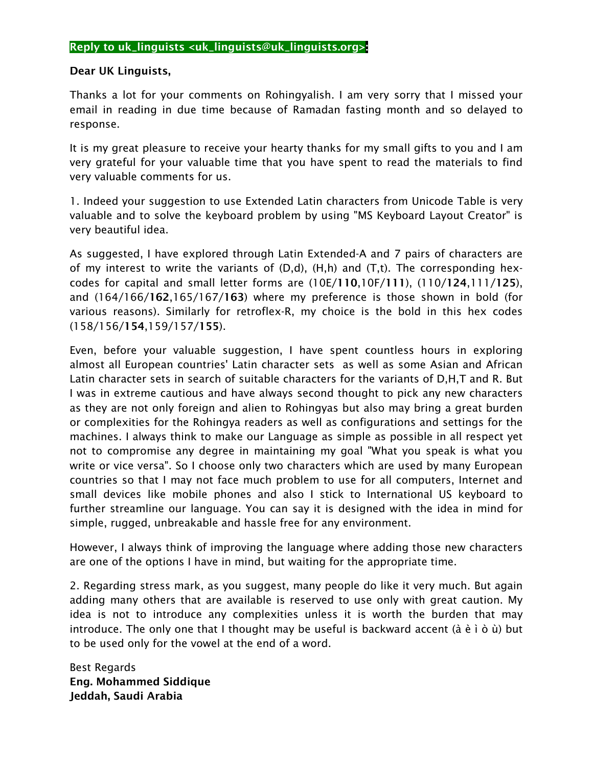**Reply to uk_linguists <uk_linguists@uk_linguists.org>:**

**Dear UK Linguists,**

Thanks a lot for your comments on Rohingyalish. I am very sorry that I missed your email in reading in due time because of Ramadan fasting month and so delayed to response.

It is my great pleasure to receive your hearty thanks for my small gifts to you and I am very grateful for your valuable time that you have spent to read the materials to find very valuable comments for us.

1. Indeed your suggestion to use Extended Latin characters from Unicode Table is very valuable and to solve the keyboard problem by using "MS Keyboard Layout Creator" is very beautiful idea.

As suggested, I have explored through Latin Extended-A and 7 pairs of characters are of my interest to write the variants of (D,d), (H,h) and (T,t). The corresponding hex-codes for capital and small letter forms are (10E/**110**,10F/**111**), (110/**124**,111/**125**), and (164/166/**162**,165/167/**163**) where my preference is those shown in bold (for various reasons). Similarly for retroflex-R, my choice is the bold in this hex codes (158/156/**154**,159/157/**155**).

Even, before your valuable suggestion, I have spent countless hours in exploring almost all European countries' Latin character sets as well as some Asian and African Latin character sets in search of suitable characters for the variants of D,H,T and R. But I was in extreme cautious and have always second thought to pick any new characters as they are not only foreign and alien to Rohingyas but also may bring a great burden or complexities for the Rohingya readers as well as configurations and settings for the machines. I always think to make our Language as simple as possible in all respect yet not to compromise any degree in maintaining my goal "What you speak is what you write or vice versa". So I choose only two characters which are used by many European countries so that I may not face much problem to use for all computers, Internet and small devices like mobile phones and also I stick to International US keyboard to further streamline our language. You can say it is designed with the idea in mind for simple, rugged, unbreakable and hassle free for any environment.

However, I always think of improving the language where adding those new characters are one of the options I have in mind, but waiting for the appropriate time.

2. Regarding stress mark, as you suggest, many people do like it very much. But again adding many others that are available is reserved to use only with great caution. My idea is not to introduce any complexities unless it is worth the burden that may introduce. The only one that I thought may be useful is backward accent (à è ì ò ù) but to be used only for the vowel at the end of a word.

Best Regards
**Eng. Mohammed Siddique**
**Jeddah, Saudi Arabia**